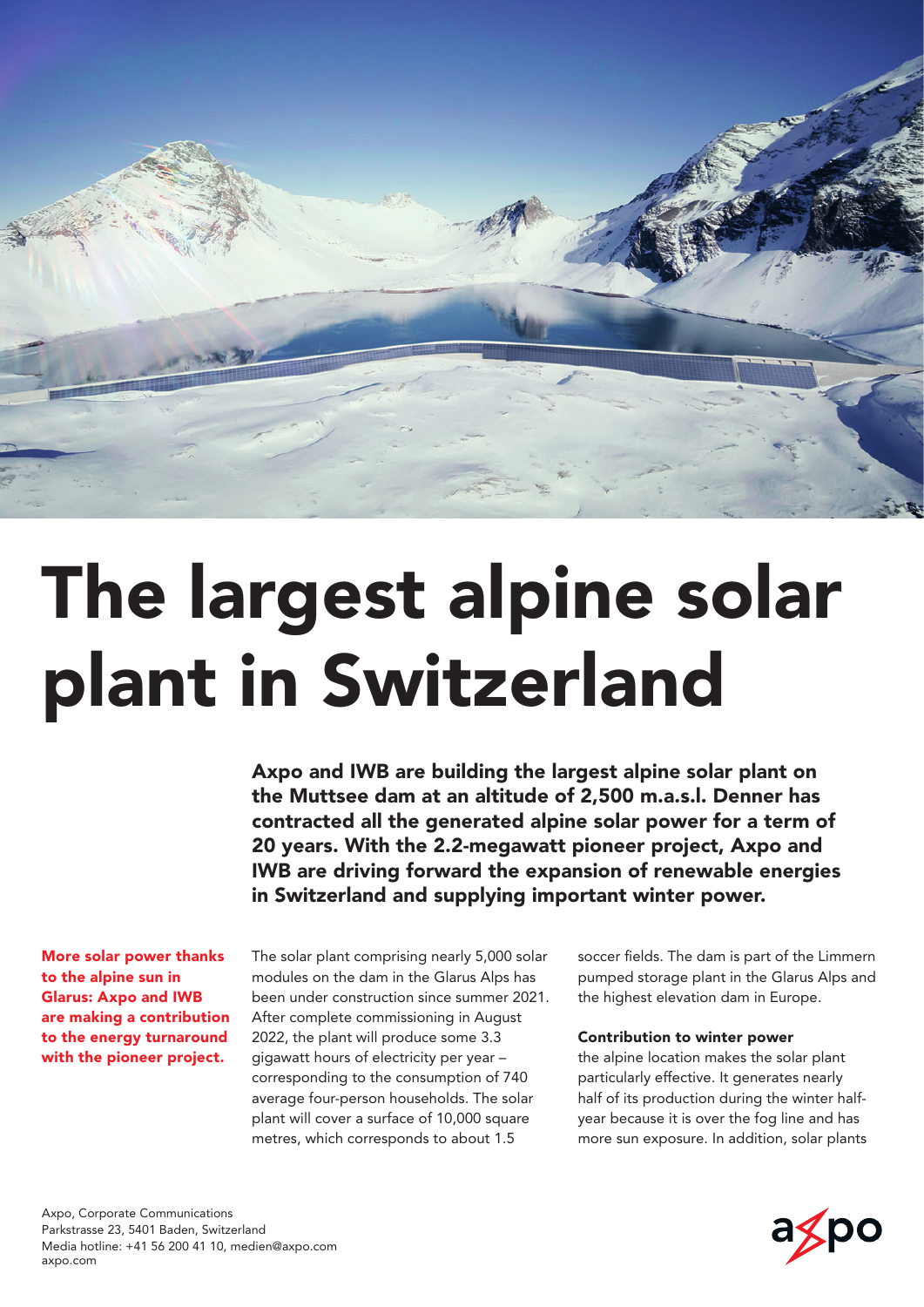# The largest alpine solar plant in Switzerland

**Axpo and IWB are building the largest alpine solar plant on the Muttsee dam at an altitude of 2,500 m.a.s.l. Denner has contracted all the generated alpine solar power for a term of 20 years. With the 2.2-megawatt pioneer project, Axpo and IWB are driving forward the expansion of renewable energies in Switzerland and supplying important winter power.**

**More solar power thanks to the alpine sun in Glarus: Axpo and IWB are making a contribution to the energy turnaround with the pioneer project.**

The solar plant comprising nearly 5,000 solar modules on the dam in the Glarus Alps has been under construction since summer 2021. After complete commissioning in August 2022, the plant will produce some 3.3 gigawatt hours of electricity per year – corresponding to the consumption of 740 average four-person households. The solar plant will cover a surface of 10,000 square metres, which corresponds to about 1.5 soccer fields. The dam is part of the Limmern pumped storage plant in the Glarus Alps and the highest elevation dam in Europe.

**Contribution to winter power**

the alpine location makes the solar plant particularly effective. It generates nearly half of its production during the winter half-year because it is over the fog line and has more sun exposure. In addition, solar plants

Axpo, Corporate Communications
Parkstrasse 23, 5401 Baden, Switzerland
Media hotline: +41 56 200 41 10, medien@axpo.com
axpo.com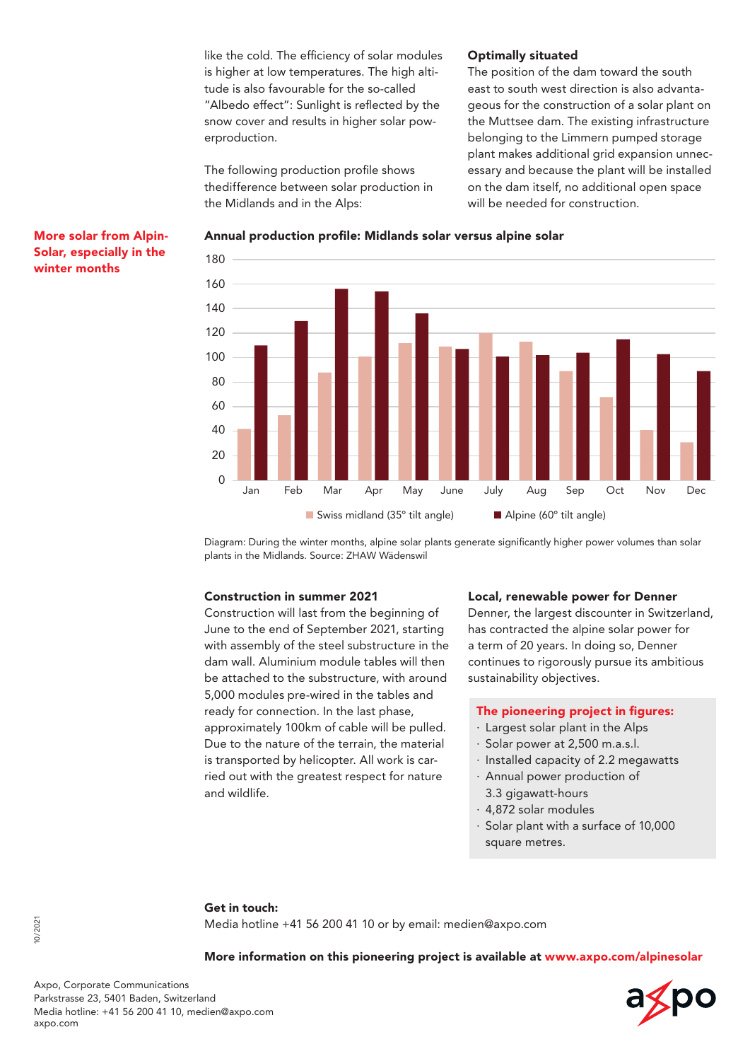like the cold. The efficiency of solar modules is higher at low temperatures. The high altitude is also favourable for the so-called "Albedo effect": Sunlight is reflected by the snow cover and results in higher solar powerproduction.

The following production profile shows thedifference between solar production in the Midlands and in the Alps:

### Optimally situated

The position of the dam toward the south east to south west direction is also advantageous for the construction of a solar plant on the Muttsee dam. The existing infrastructure belonging to the Limmern pumped storage plant makes additional grid expansion unnecessary and because the plant will be installed on the dam itself, no additional open space will be needed for construction.

**More solar from Alpin-Solar, especially in the winter months**

### Annual production profile: Midlands solar versus alpine solar

180
160
140
120
100
80
60
40
20
0

Jan Feb Mar Apr May June July Aug Sep Oct Nov Dec

Swiss midland (35° tilt angle)
Alpine (60° tilt angle)

Diagram: During the winter months, alpine solar plants generate significantly higher power volumes than solar plants in the Midlands. Source: ZHAW Wädenswil

### Construction in summer 2021

Construction will last from the beginning of June to the end of September 2021, starting with assembly of the steel substructure in the dam wall. Aluminium module tables will then be attached to the substructure, with around 5,000 modules pre-wired in the tables and ready for connection. In the last phase, approximately 100km of cable will be pulled. Due to the nature of the terrain, the material is transported by helicopter. All work is carried out with the greatest respect for nature and wildlife.

### Local, renewable power for Denner

Denner, the largest discounter in Switzerland, has contracted the alpine solar power for a term of 20 years. In doing so, Denner continues to rigorously pursue its ambitious sustainability objectives.

**The pioneering project in figures:**

- Largest solar plant in the Alps
- Solar power at 2,500 m.a.s.l.
- Installed capacity of 2.2 megawatts
- Annual power production of 3.3 gigawatt-hours
- 4,872 solar modules
- Solar plant with a surface of 10,000 square metres.

**Get in touch:**
Media hotline +41 56 200 41 10 or by email: medien@axpo.com

**More information on this pioneering project is available at www.axpo.com/alpinesolar**

10/2021

Axpo, Corporate Communications
Parkstrasse 23, 5401 Baden, Switzerland
Media hotline: +41 56 200 41 10, medien@axpo.com
axpo.com